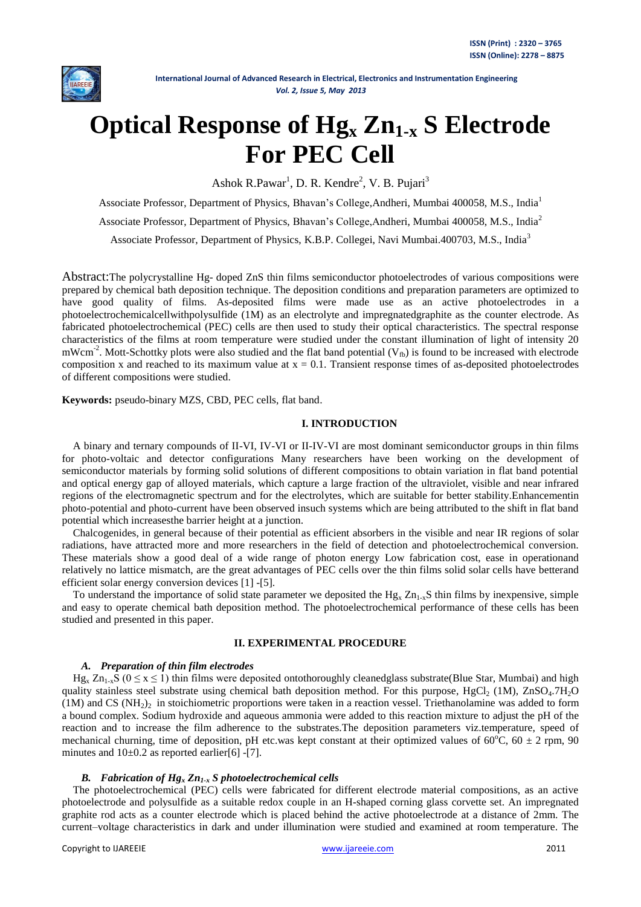# Optical Response of $Hg_x Zn_{1-x} S$ Electrode For PEC Cell

Ashok R.Pawar[1], D. R. Kendre[2], V. B. Pujari[3]

Associate Professor, Department of Physics, Bhavan's College,Andheri, Mumbai 400058, M.S., India[1]

Associate Professor, Department of Physics, Bhavan's College,Andheri, Mumbai 400058, M.S., India[2]

Associate Professor, Department of Physics, K.B.P. Collegei, Navi Mumbai.400703, M.S., India[3]

Abstract:The polycrystalline Hg- doped ZnS thin films semiconductor photoelectrodes of various compositions were prepared by chemical bath deposition technique. The deposition conditions and preparation parameters are optimized to have good quality of films. As-deposited films were made use as an active photoelectrodes in a photoelectrochemicalcellwithpolysulfide (1M) as an electrolyte and impregnatedgraphite as the counter electrode. As fabricated photoelectrochemical (PEC) cells are then used to study their optical characteristics. The spectral response characteristics of the films at room temperature were studied under the constant illumination of light of intensity 20 $mWcm^{-2}$. Mott-Schottky plots were also studied and the flat band potential ($V_{fb}$) is found to be increased with electrode composition x and reached to its maximum value at $x = 0.1$. Transient response times of as-deposited photoelectrodes of different compositions were studied.

**Keywords:** pseudo-binary MZS, CBD, PEC cells, flat band.

## I. INTRODUCTION

A binary and ternary compounds of II-VI, IV-VI or II-IV-VI are most dominant semiconductor groups in thin films for photo-voltaic and detector configurations Many researchers have been working on the development of semiconductor materials by forming solid solutions of different compositions to obtain variation in flat band potential and optical energy gap of alloyed materials, which capture a large fraction of the ultraviolet, visible and near infrared regions of the electromagnetic spectrum and for the electrolytes, which are suitable for better stability.Enhancementin photo-potential and photo-current have been observed insuch systems which are being attributed to the shift in flat band potential which increasesthe barrier height at a junction.

Chalcogenides, in general because of their potential as efficient absorbers in the visible and near IR regions of solar radiations, have attracted more and more researchers in the field of detection and photoelectrochemical conversion. These materials show a good deal of a wide range of photon energy Low fabrication cost, ease in operationand relatively no lattice mismatch, are the great advantages of PEC cells over the thin films solid solar cells have betterand efficient solar energy conversion devices [1] -[5].

To understand the importance of solid state parameter we deposited the $Hg_x Zn_{1-x}S$ thin films by inexpensive, simple and easy to operate chemical bath deposition method. The photoelectrochemical performance of these cells has been studied and presented in this paper.

## II. EXPERIMENTAL PROCEDURE

### *A. Preparation of thin film electrodes*

$Hg_x Zn_{1-x}S$ ($0 \leq x \leq 1$) thin films were deposited ontothoroughly cleanedglass substrate(Blue Star, Mumbai) and high quality stainless steel substrate using chemical bath deposition method. For this purpose, $HgCl_2$ (1M), $ZnSO_4.7H_2O$ (1M) and CS $(NH_2)_2$ in stoichiometric proportions were taken in a reaction vessel. Triethanolamine was added to form a bound complex. Sodium hydroxide and aqueous ammonia were added to this reaction mixture to adjust the pH of the reaction and to increase the film adherence to the substrates.The deposition parameters viz.temperature, speed of mechanical churning, time of deposition, pH etc.was kept constant at their optimized values of $60^oC$, $60 \pm 2$ rpm, 90 minutes and $10\pm0.2$ as reported earlier[6] -[7].

### *B. Fabrication of $Hg_x Zn_{1-x} S$ photoelectrochemical cells*

The photoelectrochemical (PEC) cells were fabricated for different electrode material compositions, as an active photoelectrode and polysulfide as a suitable redox couple in an H-shaped corning glass corvette set. An impregnated graphite rod acts as a counter electrode which is placed behind the active photoelectrode at a distance of 2mm. The current–voltage characteristics in dark and under illumination were studied and examined at room temperature. The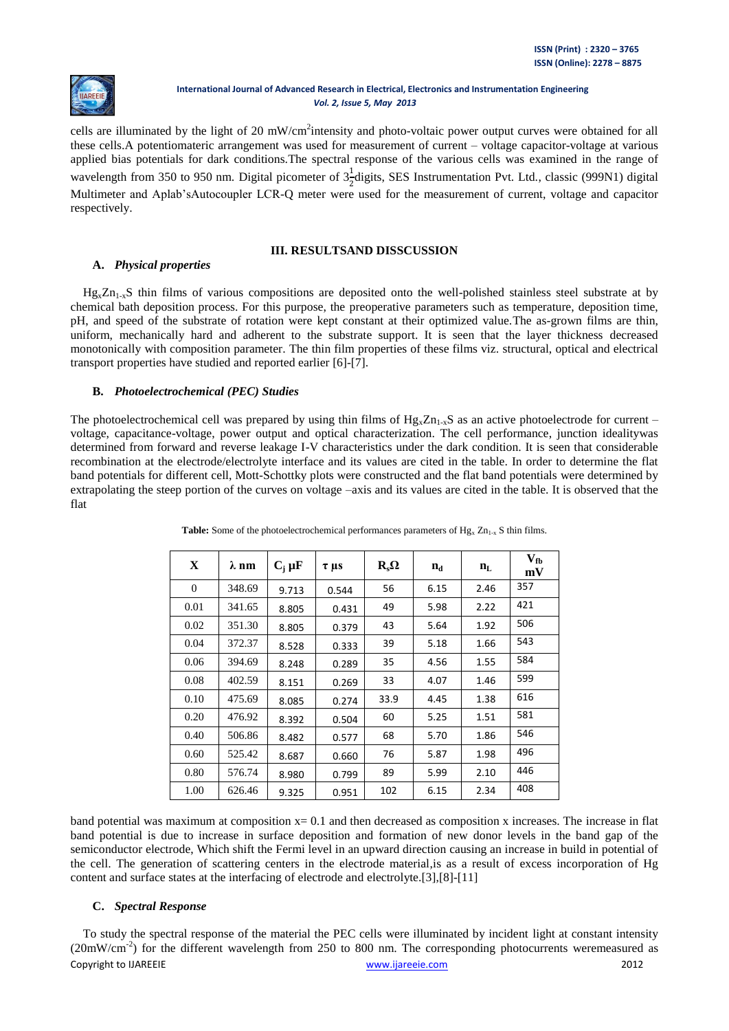cells are illuminated by the light of 20 mW/cm$^2$intensity and photo-voltaic power output curves were obtained for all these cells.A potentiomateric arrangement was used for measurement of current – voltage capacitor-voltage at various applied bias potentials for dark conditions.The spectral response of the various cells was examined in the range of wavelength from 350 to 950 nm. Digital picometer of $3\frac{1}{2}$digits, SES Instrumentation Pvt. Ltd., classic (999N1) digital Multimeter and Aplab'sAutocoupler LCR-Q meter were used for the measurement of current, voltage and capacitor respectively.

## III. RESULTSAND DISSCUSSION

### A. *Physical properties*

$Hg_xZn_{1-x}S$ thin films of various compositions are deposited onto the well-polished stainless steel substrate at by chemical bath deposition process. For this purpose, the preoperative parameters such as temperature, deposition time, pH, and speed of the substrate of rotation were kept constant at their optimized value.The as-grown films are thin, uniform, mechanically hard and adherent to the substrate support. It is seen that the layer thickness decreased monotonically with composition parameter. The thin film properties of these films viz. structural, optical and electrical transport properties have studied and reported earlier [6]-[7].

### B. *Photoelectrochemical (PEC) Studies*

The photoelectrochemical cell was prepared by using thin films of $Hg_xZn_{1-x}S$ as an active photoelectrode for current – voltage, capacitance-voltage, power output and optical characterization. The cell performance, junction idealitywas determined from forward and reverse leakage I-V characteristics under the dark condition. It is seen that considerable recombination at the electrode/electrolyte interface and its values are cited in the table. In order to determine the flat band potentials for different cell, Mott-Schottky plots were constructed and the flat band potentials were determined by extrapolating the steep portion of the curves on voltage –axis and its values are cited in the table. It is observed that the flat band potential was maximum at composition x= 0.1 and then decreased as composition x increases. The increase in flat band potential is due to increase in surface deposition and formation of new donor levels in the band gap of the semiconductor electrode, Which shift the Fermi level in an upward direction causing an increase in build in potential of the cell. The generation of scattering centers in the electrode material,is as a result of excess incorporation of Hg content and surface states at the interfacing of electrode and electrolyte.[3],[8]-[11]

**Table:** Some of the photoelectrochemical performances parameters of $Hg_x Zn_{1-x} S$ thin films.

| X | λ nm | $C_j$ μF | τ μs | $R_s$Ω | $n_d$ | $n_L$ | $V_{fb}$ mV |
|---|---|---|---|---|---|---|---|
| 0 | 348.69 | 9.713 | 0.544 | 56 | 6.15 | 2.46 | 357 |
| 0.01 | 341.65 | 8.805 | 0.431 | 49 | 5.98 | 2.22 | 421 |
| 0.02 | 351.30 | 8.805 | 0.379 | 43 | 5.64 | 1.92 | 506 |
| 0.04 | 372.37 | 8.528 | 0.333 | 39 | 5.18 | 1.66 | 543 |
| 0.06 | 394.69 | 8.248 | 0.289 | 35 | 4.56 | 1.55 | 584 |
| 0.08 | 402.59 | 8.151 | 0.269 | 33 | 4.07 | 1.46 | 599 |
| 0.10 | 475.69 | 8.085 | 0.274 | 33.9 | 4.45 | 1.38 | 616 |
| 0.20 | 476.92 | 8.392 | 0.504 | 60 | 5.25 | 1.51 | 581 |
| 0.40 | 506.86 | 8.482 | 0.577 | 68 | 5.70 | 1.86 | 546 |
| 0.60 | 525.42 | 8.687 | 0.660 | 76 | 5.87 | 1.98 | 496 |
| 0.80 | 576.74 | 8.980 | 0.799 | 89 | 5.99 | 2.10 | 446 |
| 1.00 | 626.46 | 9.325 | 0.951 | 102 | 6.15 | 2.34 | 408 |

### C. *Spectral Response*

To study the spectral response of the material the PEC cells were illuminated by incident light at constant intensity (20mW/cm$^{-2}$) for the different wavelength from 250 to 800 nm. The corresponding photocurrents weremeasured as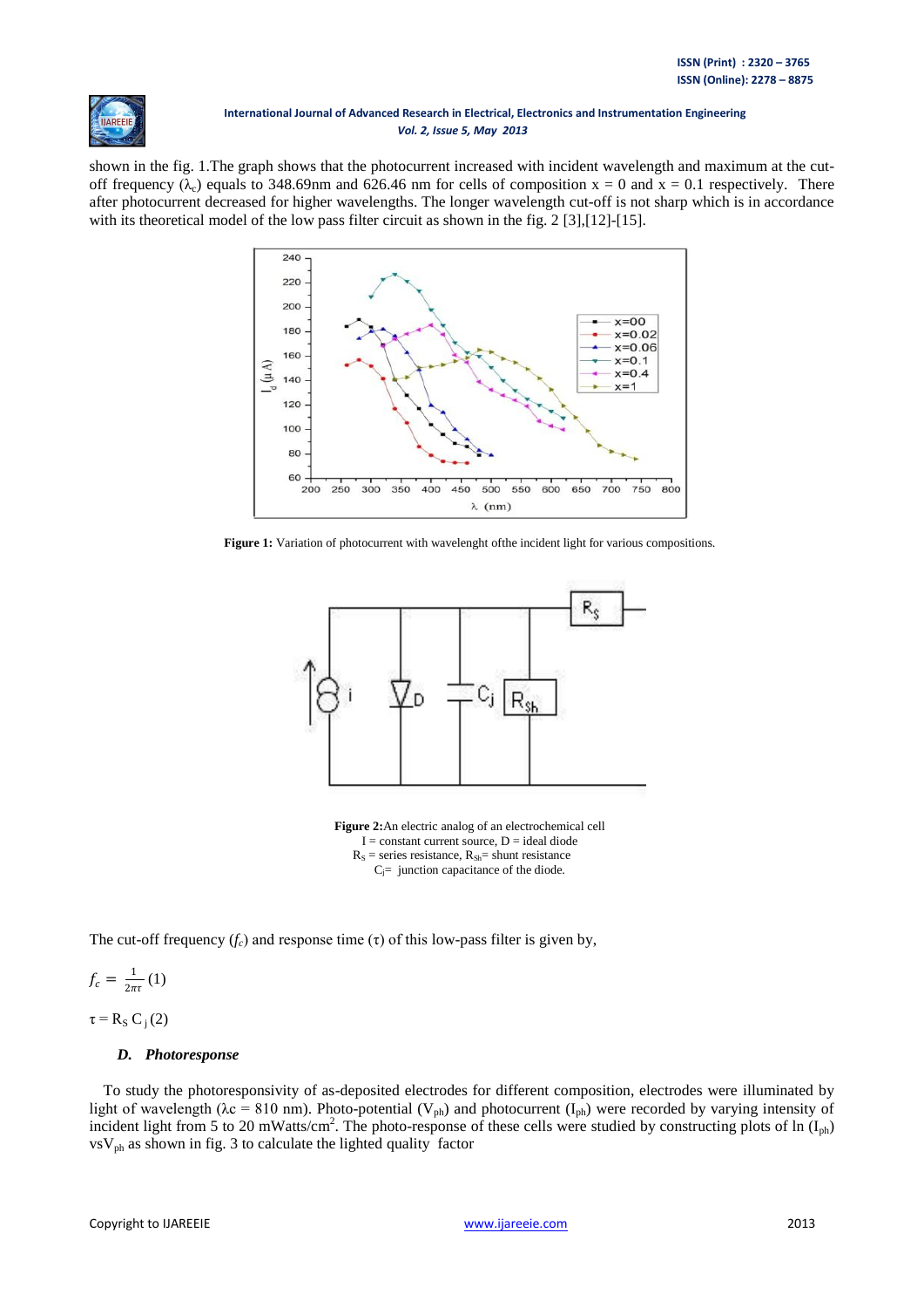shown in the fig. 1.The graph shows that the photocurrent increased with incident wavelength and maximum at the cut-off frequency ($\lambda_c$) equals to 348.69nm and 626.46 nm for cells of composition x = 0 and x = 0.1 respectively. There after photocurrent decreased for higher wavelengths. The longer wavelength cut-off is not sharp which is in accordance with its theoretical model of the low pass filter circuit as shown in the fig. 2 [3],[12]-[15].

**Figure 1:** Variation of photocurrent with wavelenght ofthe incident light for various compositions.

**Figure 2:**An electric analog of an electrochemical cell
I = constant current source, D = ideal diode
$R_S$ = series resistance, $R_{Sh}$= shunt resistance
$C_j$= junction capacitance of the diode.

The cut-off frequency ($f_c$) and response time ($\tau$) of this low-pass filter is given by,

$$f_c = \frac{1}{2\pi\tau} \quad (1)$$

$$\tau = R_S \, C_j \quad (2)$$

### *D. Photoresponse*

To study the photoresponsivity of as-deposited electrodes for different composition, electrodes were illuminated by light of wavelength ($\lambda c$ = 810 nm). Photo-potential ($V_{ph}$) and photocurrent ($I_{ph}$) were recorded by varying intensity of incident light from 5 to 20 mWatts/$cm^2$. The photo-response of these cells were studied by constructing plots of ln ($I_{ph}$) vs$V_{ph}$ as shown in fig. 3 to calculate the lighted quality factor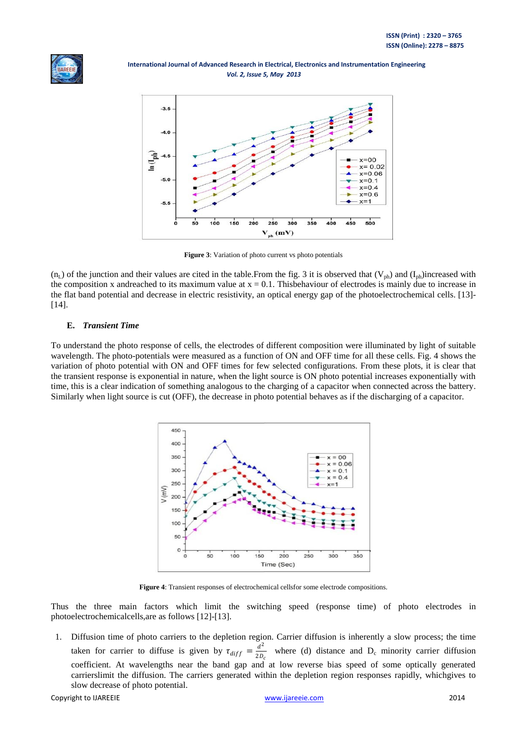**Figure 3**: Variation of photo current vs photo potentials

($n_L$) of the junction and their values are cited in the table.From the fig. 3 it is observed that ($V_{ph}$) and ($I_{ph}$)increased with the composition x andreached to its maximum value at x = 0.1. Thisbehaviour of electrodes is mainly due to increase in the flat band potential and decrease in electric resistivity, an optical energy gap of the photoelectrochemical cells. [13]-[14].

### E. *Transient Time*

To understand the photo response of cells, the electrodes of different composition were illuminated by light of suitable wavelength. The photo-potentials were measured as a function of ON and OFF time for all these cells. Fig. 4 shows the variation of photo potential with ON and OFF times for few selected configurations. From these plots, it is clear that the transient response is exponential in nature, when the light source is ON photo potential increases exponentially with time, this is a clear indication of something analogous to the charging of a capacitor when connected across the battery. Similarly when light source is cut (OFF), the decrease in photo potential behaves as if the discharging of a capacitor.

**Figure 4**: Transient responses of electrochemical cellsfor some electrode compositions.

Thus the three main factors which limit the switching speed (response time) of photo electrodes in photoelectrochemicalcells,are as follows [12]-[13].

1. Diffusion time of photo carriers to the depletion region. Carrier diffusion is inherently a slow process; the time taken for carrier to diffuse is given by $\tau_{diff} = \frac{d^2}{2D_c}$ where (d) distance and $D_c$ minority carrier diffusion coefficient. At wavelengths near the band gap and at low reverse bias speed of some optically generated carrierslimit the diffusion. The carriers generated within the depletion region responses rapidly, whichgives to slow decrease of photo potential.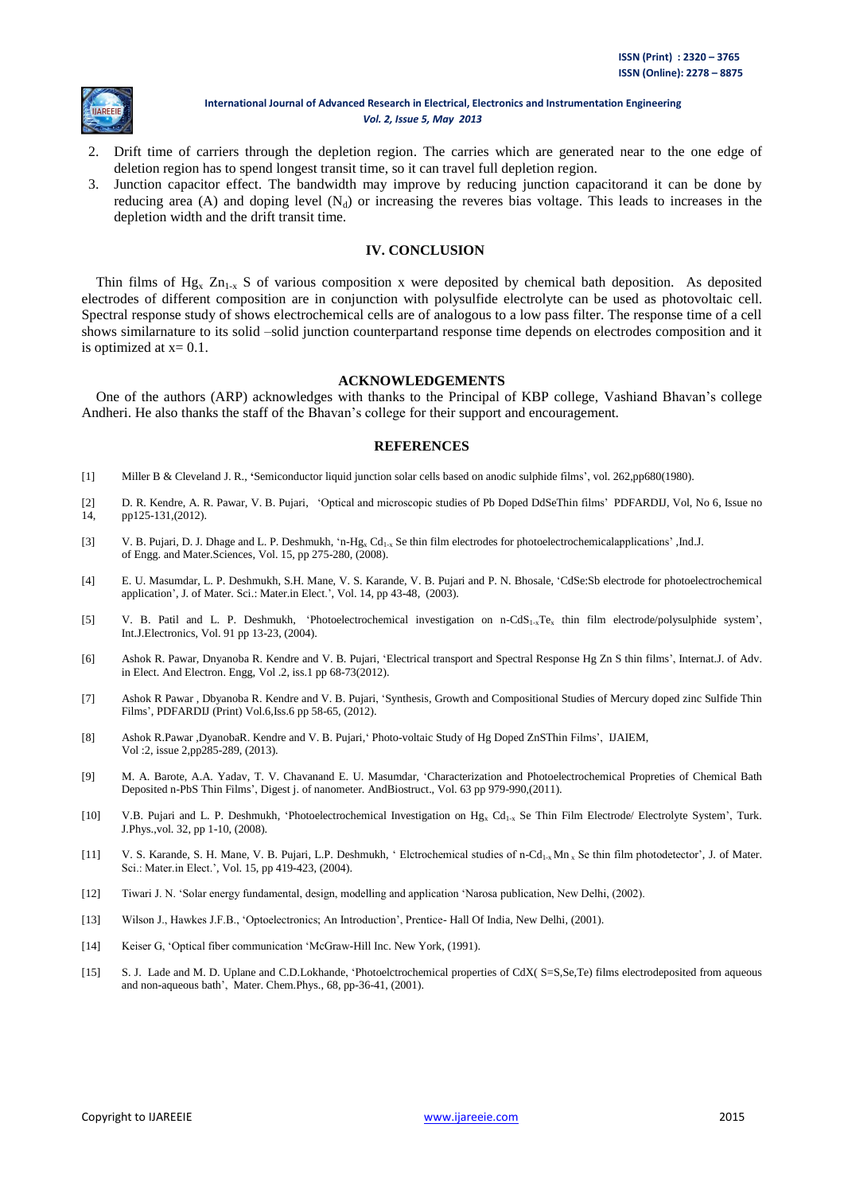2. Drift time of carriers through the depletion region. The carries which are generated near to the one edge of deletion region has to spend longest transit time, so it can travel full depletion region.
3. Junction capacitor effect. The bandwidth may improve by reducing junction capacitorand it can be done by reducing area (A) and doping level ($N_d$) or increasing the reveres bias voltage. This leads to increases in the depletion width and the drift transit time.

## IV. CONCLUSION

Thin films of $Hg_x\ Zn_{1-x}$ S of various composition x were deposited by chemical bath deposition. As deposited electrodes of different composition are in conjunction with polysulfide electrolyte can be used as photovoltaic cell. Spectral response study of shows electrochemical cells are of analogous to a low pass filter. The response time of a cell shows similarnature to its solid –solid junction counterpartand response time depends on electrodes composition and it is optimized at x= 0.1.

## ACKNOWLEDGEMENTS

One of the authors (ARP) acknowledges with thanks to the Principal of KBP college, Vashiand Bhavan's college Andheri. He also thanks the staff of the Bhavan's college for their support and encouragement.

## REFERENCES

[1] Miller B & Cleveland J. R., 'Semiconductor liquid junction solar cells based on anodic sulphide films', vol. 262,pp680(1980).

[2] D. R. Kendre, A. R. Pawar, V. B. Pujari, 'Optical and microscopic studies of Pb Doped DdSeThin films' PDFARDIJ, Vol, No 6, Issue no 14, pp125-131,(2012).

[3] V. B. Pujari, D. J. Dhage and L. P. Deshmukh, 'n-$Hg_x\ Cd_{1-x}$ Se thin film electrodes for photoelectrochemicalapplications' ,Ind.J. of Engg. and Mater.Sciences, Vol. 15, pp 275-280, (2008).

[4] E. U. Masumdar, L. P. Deshmukh, S.H. Mane, V. S. Karande, V. B. Pujari and P. N. Bhosale, 'CdSe:Sb electrode for photoelectrochemical application', J. of Mater. Sci.: Mater.in Elect.', Vol. 14, pp 43-48, (2003).

[5] V. B. Patil and L. P. Deshmukh, 'Photoelectrochemical investigation on n-$CdS_{1-x}Te_x$ thin film electrode/polysulphide system', Int.J.Electronics, Vol. 91 pp 13-23, (2004).

[6] Ashok R. Pawar, Dnyanoba R. Kendre and V. B. Pujari, 'Electrical transport and Spectral Response Hg Zn S thin films', Internat.J. of Adv. in Elect. And Electron. Engg, Vol .2, iss.1 pp 68-73(2012).

[7] Ashok R Pawar , Dbyanoba R. Kendre and V. B. Pujari, 'Synthesis, Growth and Compositional Studies of Mercury doped zinc Sulfide Thin Films', PDFARDIJ (Print) Vol.6,Iss.6 pp 58-65, (2012).

[8] Ashok R.Pawar ,DyanobaR. Kendre and V. B. Pujari,' Photo-voltaic Study of Hg Doped ZnSThin Films', IJAIEM, Vol :2, issue 2,pp285-289, (2013).

[9] M. A. Barote, A.A. Yadav, T. V. Chavanand E. U. Masumdar, 'Characterization and Photoelectrochemical Propreties of Chemical Bath Deposited n-PbS Thin Films', Digest j. of nanometer. AndBiostruct., Vol. 63 pp 979-990,(2011).

[10] V.B. Pujari and L. P. Deshmukh, 'Photoelectrochemical Investigation on $Hg_x\ Cd_{1-x}$ Se Thin Film Electrode/ Electrolyte System', Turk. J.Phys.,vol. 32, pp 1-10, (2008).

[11] V. S. Karande, S. H. Mane, V. B. Pujari, L.P. Deshmukh, ' Elctrochemical studies of n-$Cd_{1-x}Mn_x$ Se thin film photodetector', J. of Mater. Sci.: Mater.in Elect.', Vol. 15, pp 419-423, (2004).

[12] Tiwari J. N. 'Solar energy fundamental, design, modelling and application 'Narosa publication, New Delhi, (2002).

[13] Wilson J., Hawkes J.F.B., 'Optoelectronics; An Introduction', Prentice- Hall Of India, New Delhi, (2001).

[14] Keiser G, 'Optical fiber communication 'McGraw-Hill Inc. New York, (1991).

[15] S. J. Lade and M. D. Uplane and C.D.Lokhande, 'Photoelctrochemical properties of CdX( S=S,Se,Te) films electrodeposited from aqueous and non-aqueous bath', Mater. Chem.Phys., 68, pp-36-41, (2001).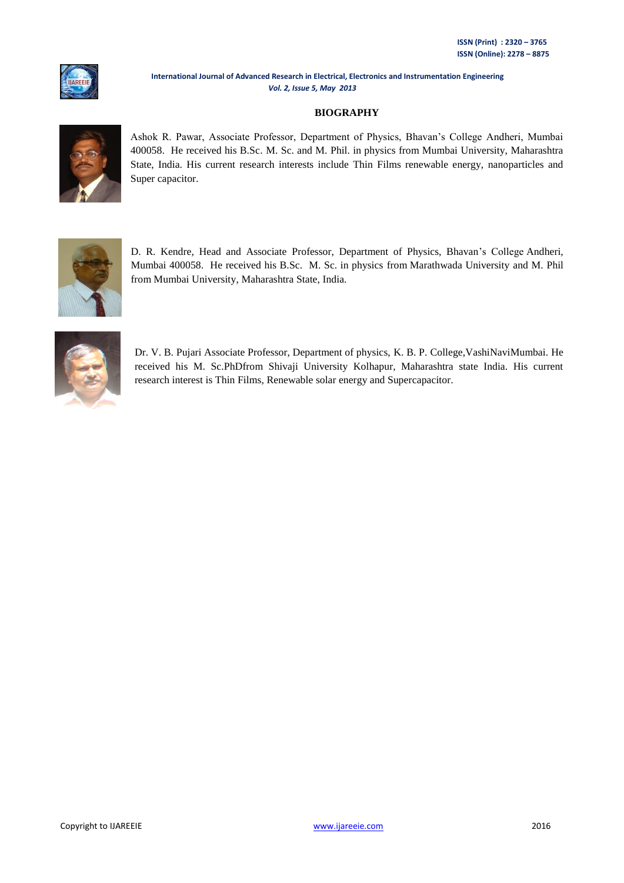## BIOGRAPHY

Ashok R. Pawar, Associate Professor, Department of Physics, Bhavan's College Andheri, Mumbai 400058. He received his B.Sc. M. Sc. and M. Phil. in physics from Mumbai University, Maharashtra State, India. His current research interests include Thin Films renewable energy, nanoparticles and Super capacitor.

D. R. Kendre, Head and Associate Professor, Department of Physics, Bhavan's College Andheri, Mumbai 400058. He received his B.Sc. M. Sc. in physics from Marathwada University and M. Phil from Mumbai University, Maharashtra State, India.

Dr. V. B. Pujari Associate Professor, Department of physics, K. B. P. College,VashiNaviMumbai. He received his M. Sc.PhDfrom Shivaji University Kolhapur, Maharashtra state India. His current research interest is Thin Films, Renewable solar energy and Supercapacitor.